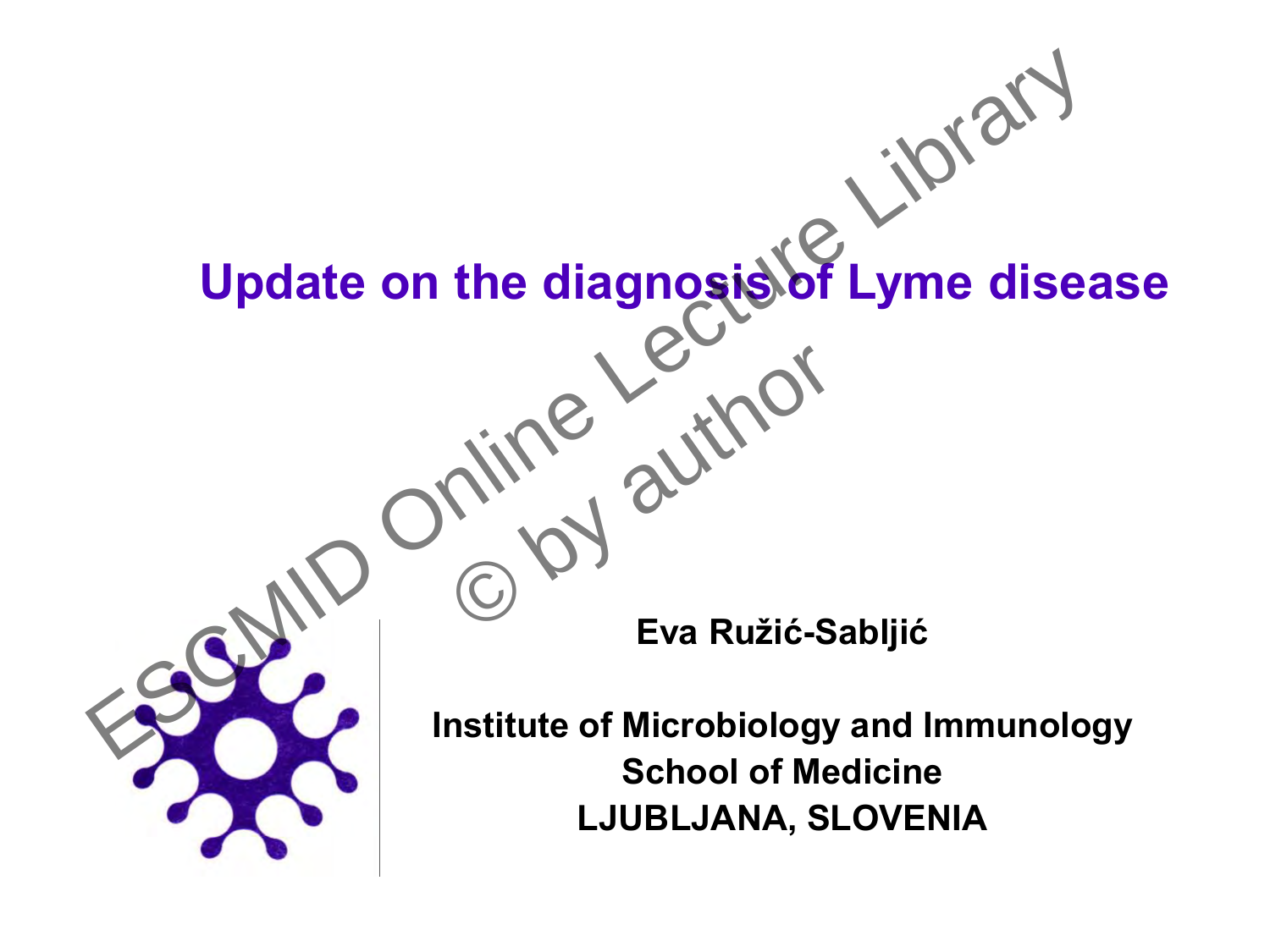# Update on the diagnosis of Lyme disease

**Eva Ružić-Sabljić**

**Institute of Microbiology and Immunology**
**School of Medicine**
**LJUBLJANA, SLOVENIA**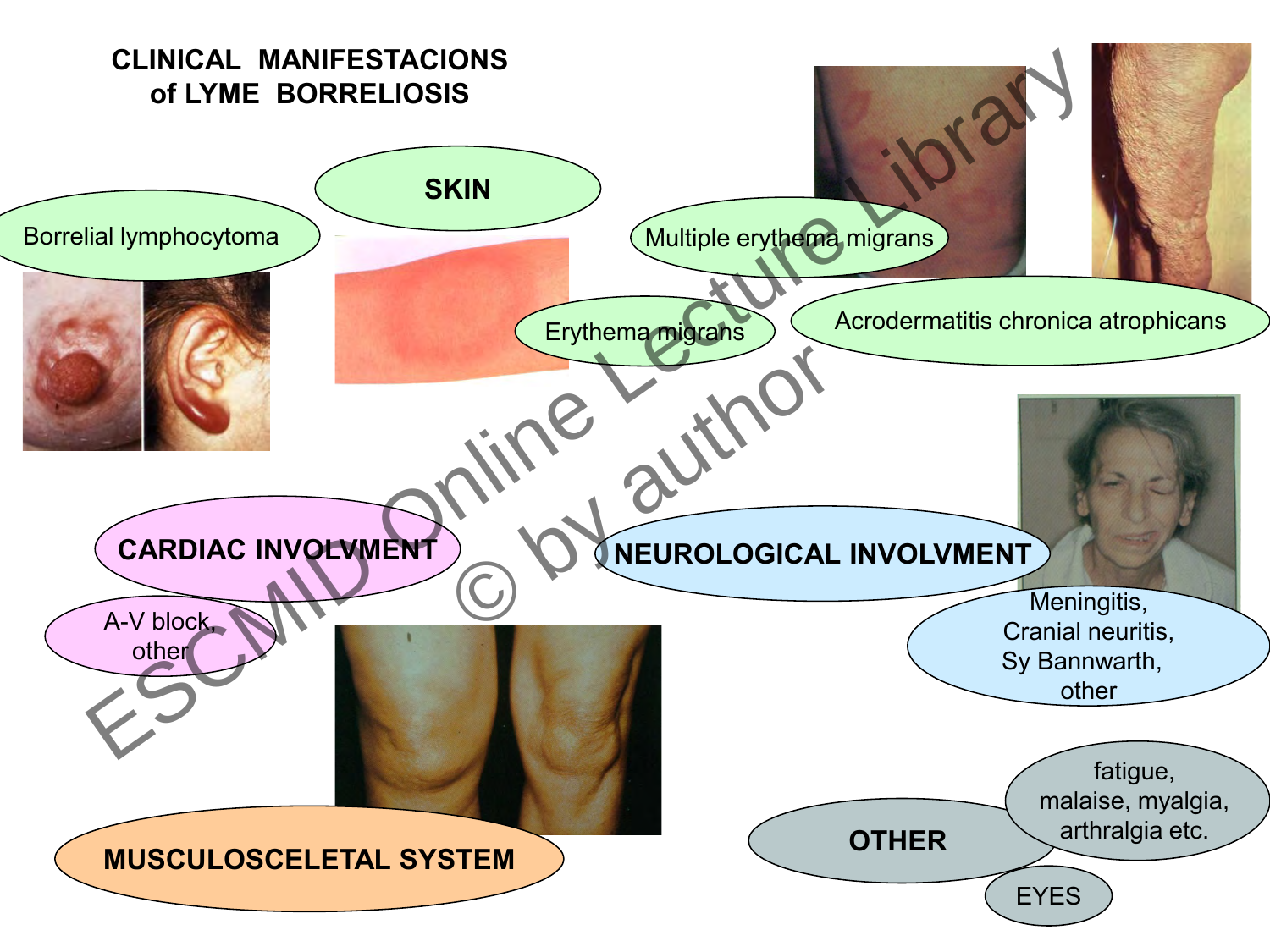# CLINICAL MANIFESTACIONS of LYME BORRELIOSIS

## SKIN

- Borrelial lymphocytoma
- Erythema migrans
- Multiple erythema migrans
- Acrodermatitis chronica atrophicans

## CARDIAC INVOLVMENT

- A-V block, other

## NEUROLOGICAL INVOLVMENT

- Meningitis, Cranial neuritis, Sy Bannwarth, other

## MUSCULOSCELETAL SYSTEM

## OTHER

- fatigue, malaise, myalgia, arthralgia etc.
- EYES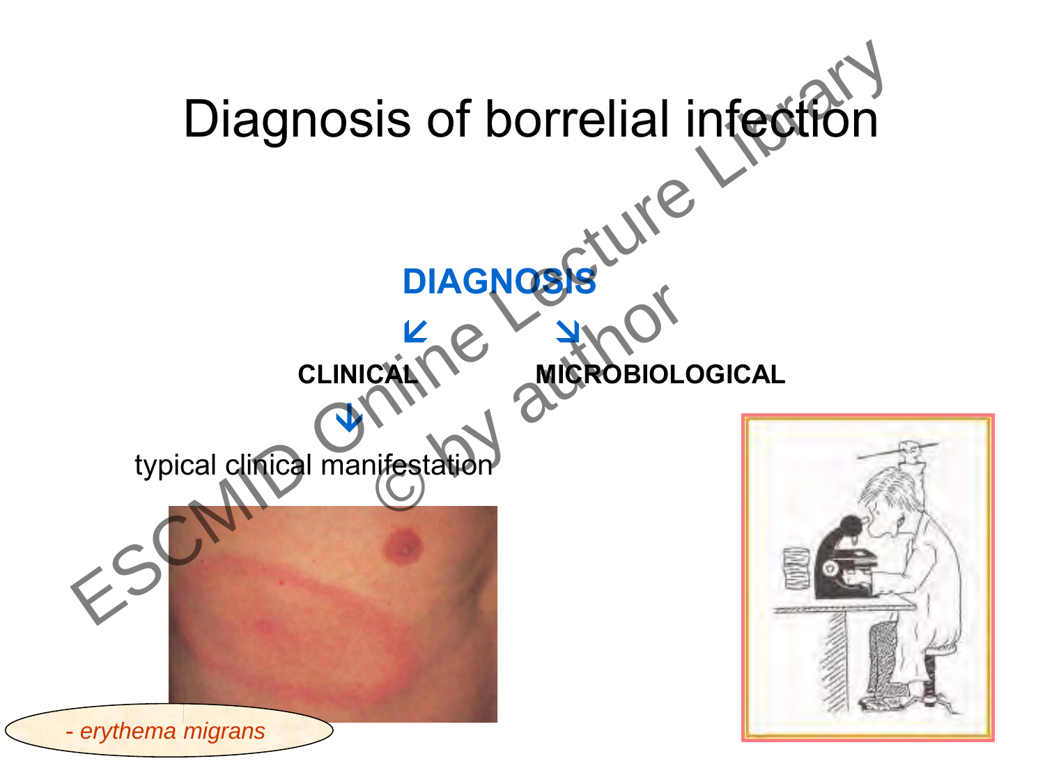# Diagnosis of borrelial infection

**DIAGNOSIS**

**CLINICAL** — **MICROBIOLOGICAL**

typical clinical manifestation

*- erythema migrans*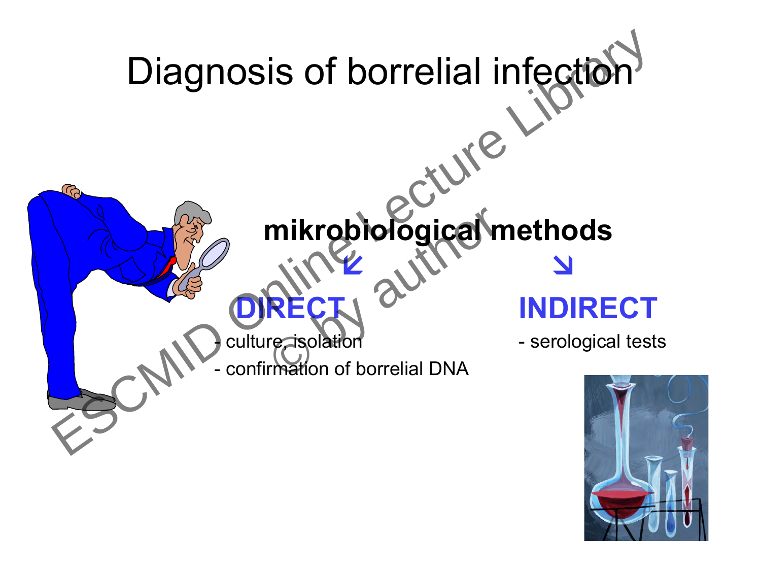# Diagnosis of borrelial infection

**mikrobiological methods**

↙ ↘

## DIRECT

- culture, isolation
- confirmation of borrelial DNA

## INDIRECT

- serological tests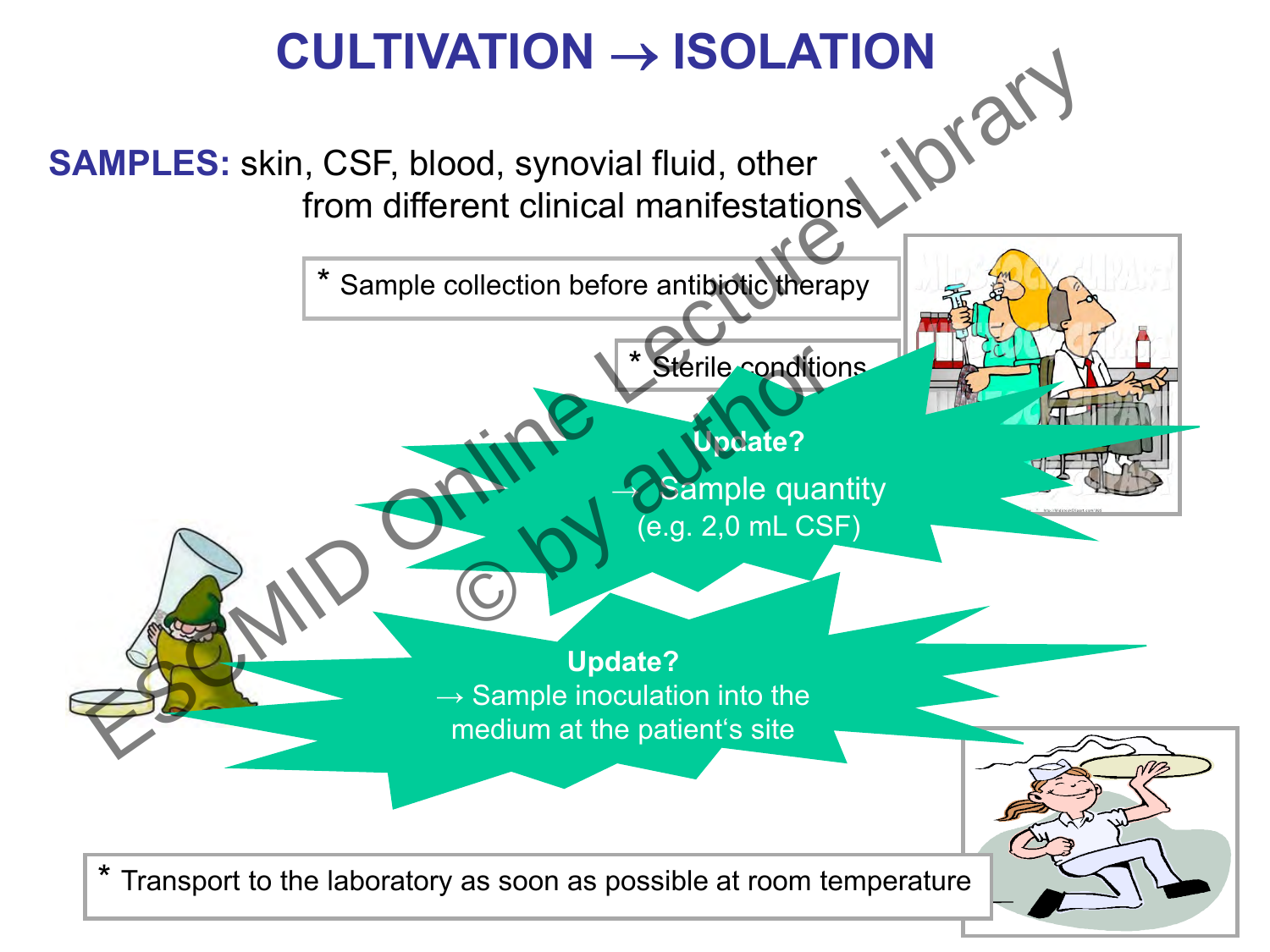# CULTIVATION → ISOLATION

**SAMPLES:** skin, CSF, blood, synovial fluid, other from different clinical manifestations

* Sample collection before antibiotic therapy

* Sterile conditions

**Update?**
→ Sample quantity (e.g. 2,0 mL CSF)

**Update?**
→ Sample inoculation into the medium at the patient's site

* Transport to the laboratory as soon as possible at room temperature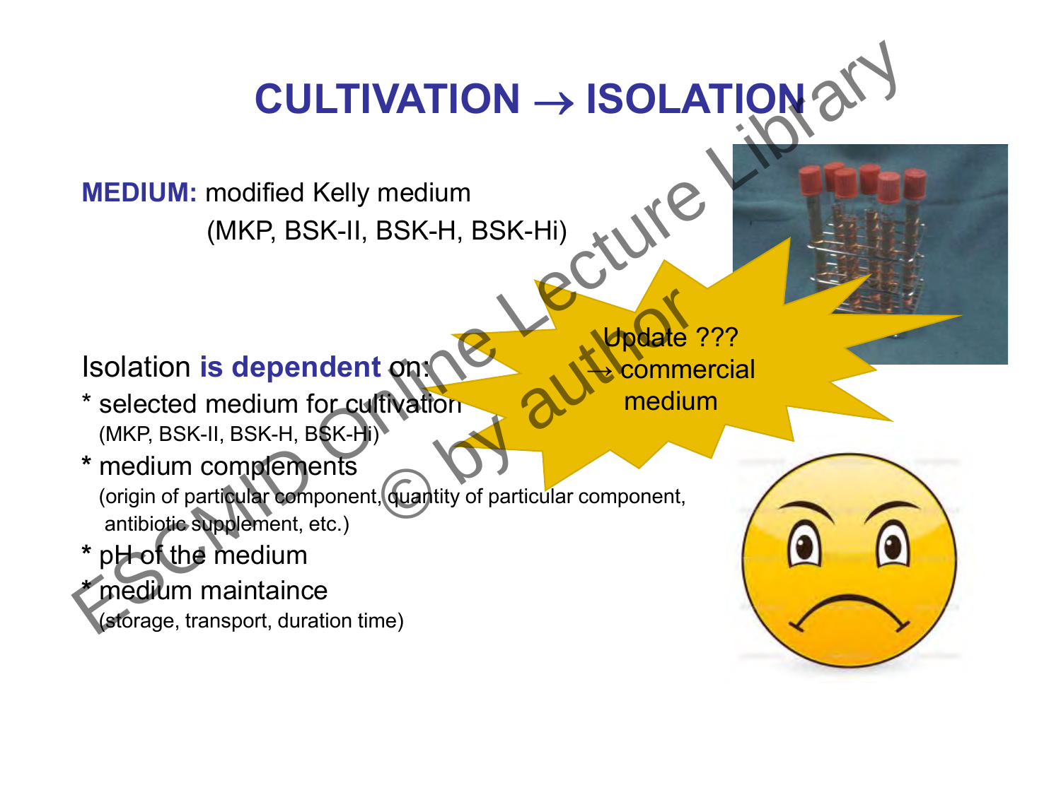# CULTIVATION → ISOLATION

**MEDIUM:** modified Kelly medium
(MKP, BSK-II, BSK-H, BSK-Hi)

Update ???
→ commercial medium

Isolation **is dependent** on:

* selected medium for cultivation
  (MKP, BSK-II, BSK-H, BSK-Hi)
* medium complements
  (origin of particular component, quantity of particular component, antibiotic supplement, etc.)
* pH of the medium
* medium maintaince
  (storage, transport, duration time)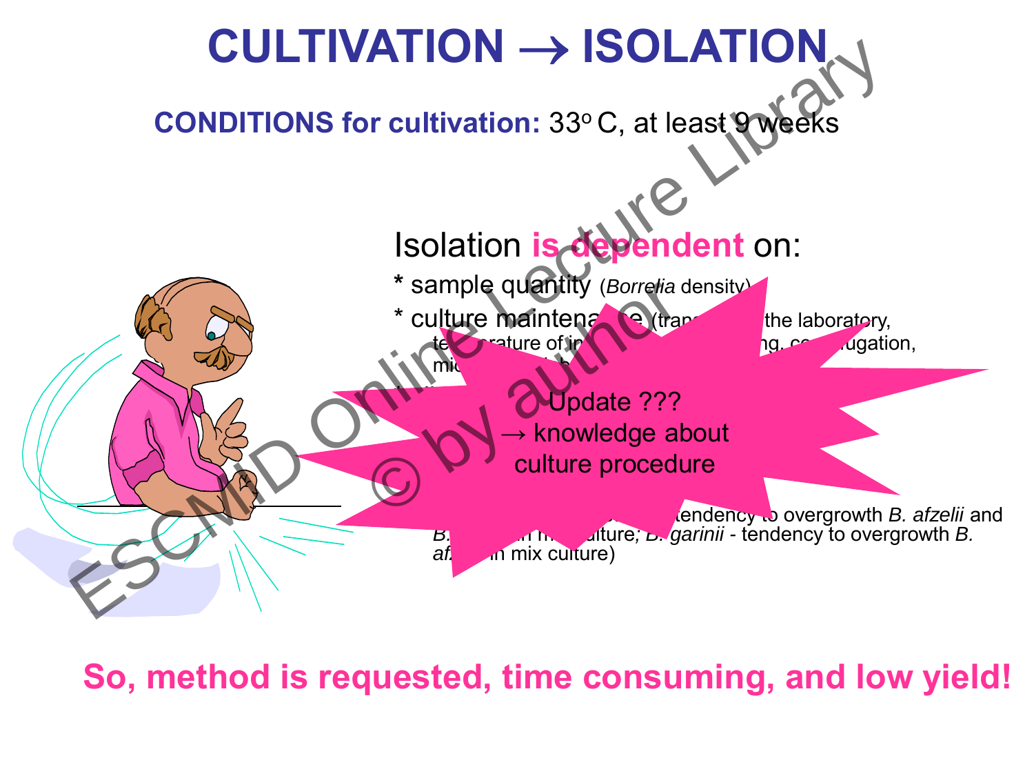# CULTIVATION → ISOLATION

**CONDITIONS for cultivation:** 33° C, at least 9 weeks

Isolation **is dependent** on:

* sample quantity (*Borrelia* density)
* culture maintenance (trans... the laboratory, temperature of in... ng, centrifugation, mic... h...

Update ???
→ knowledge about culture procedure

... tendency to overgrowth *B. afzelii* and *B.* ... in mix culture; *B. garinii* - tendency to overgrowth *B. afz...* in mix culture)

**So, method is requested, time consuming, and low yield!**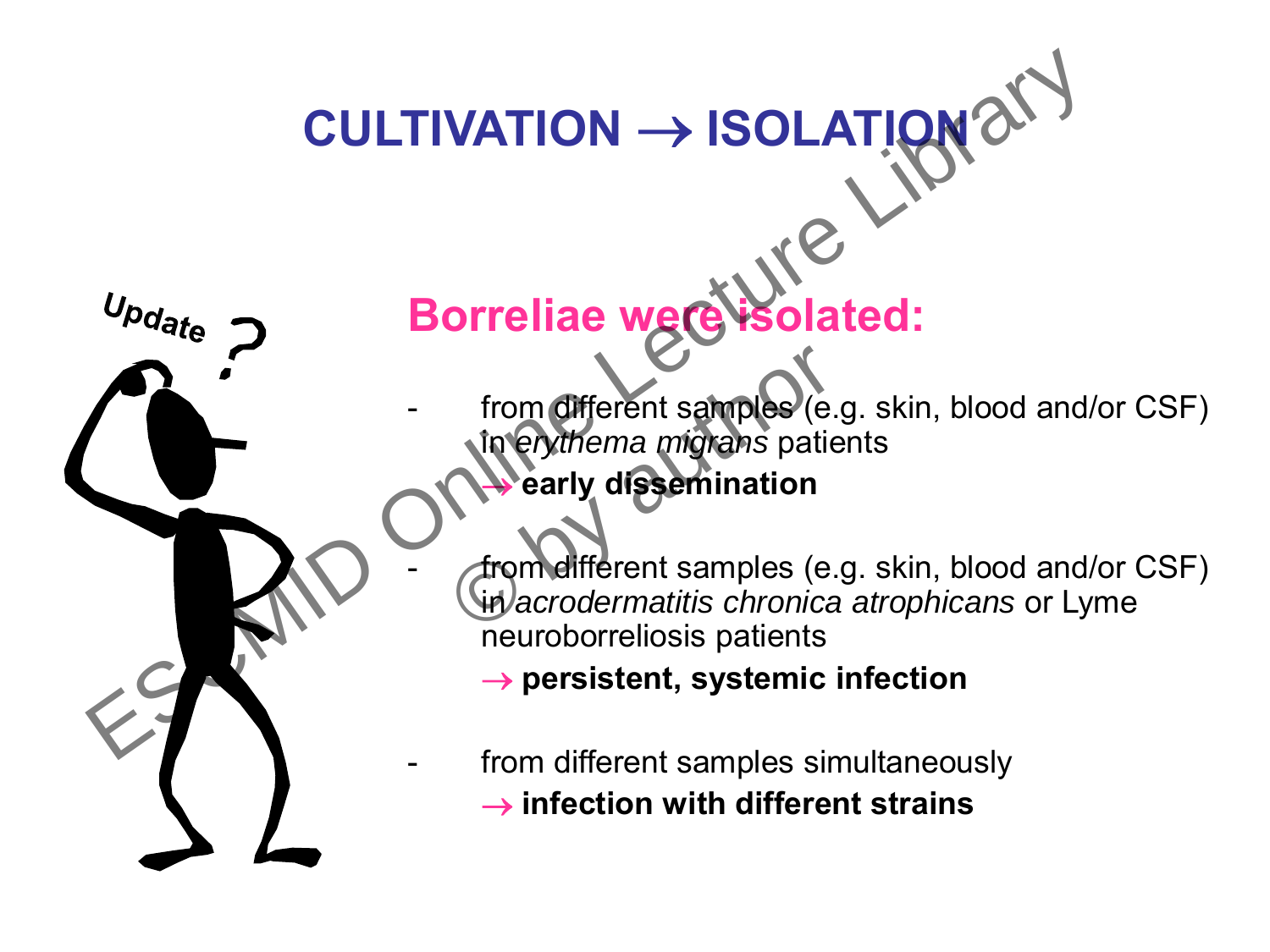# CULTIVATION → ISOLATION

## Borreliae were isolated:

- from different samples (e.g. skin, blood and/or CSF) in *erythema migrans* patients
  → **early dissemination**

- from different samples (e.g. skin, blood and/or CSF) in *acrodermatitis chronica atrophicans* or Lyme neuroborreliosis patients
  → **persistent, systemic infection**

- from different samples simultaneously
  → **infection with different strains**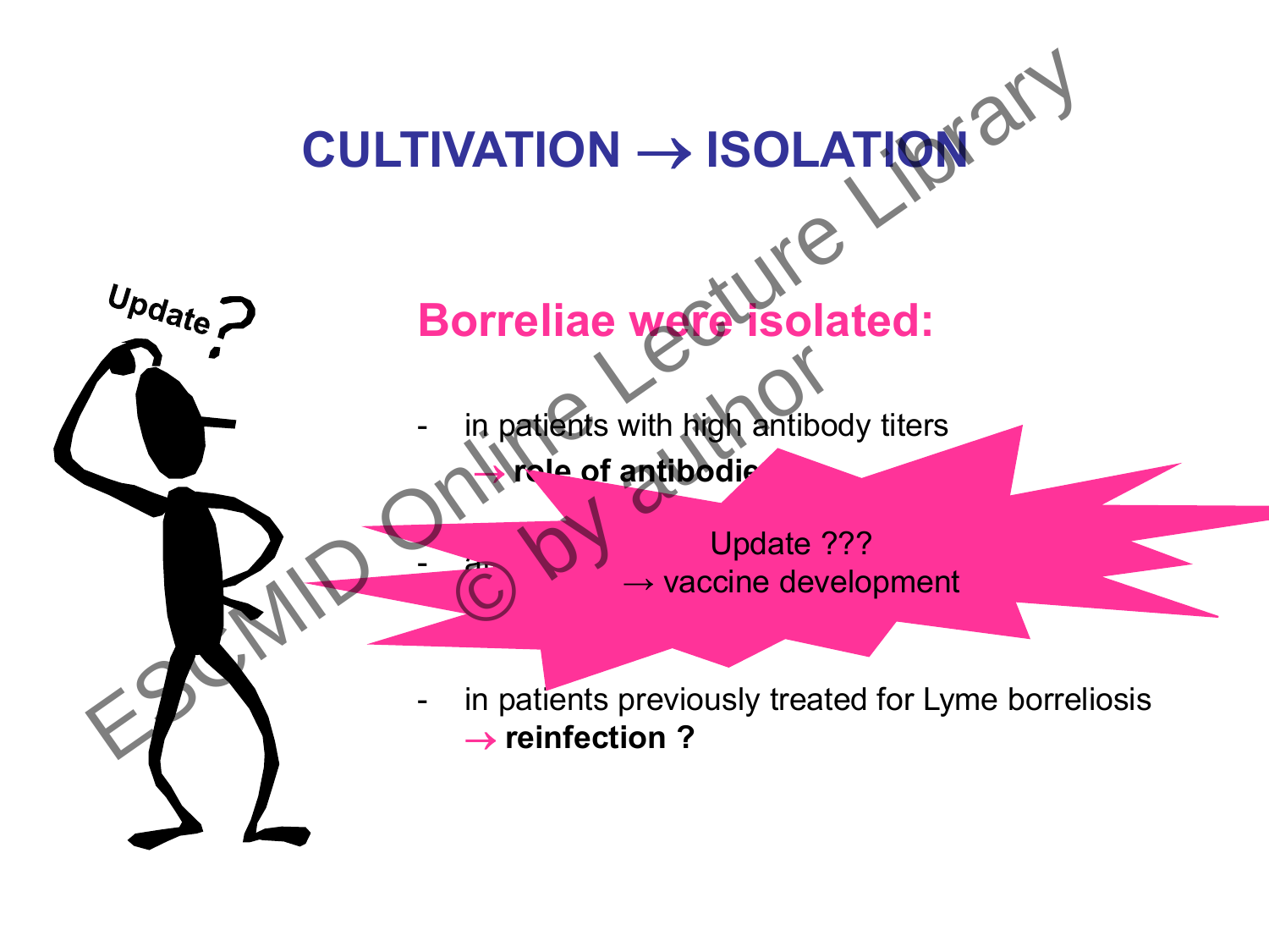# CULTIVATION → ISOLATION

## Borreliae were isolated:

- in patients with high antibody titers
  → **role of antibodie**

- a

  Update ???
  → vaccine development

- in patients previously treated for Lyme borreliosis
  → **reinfection ?**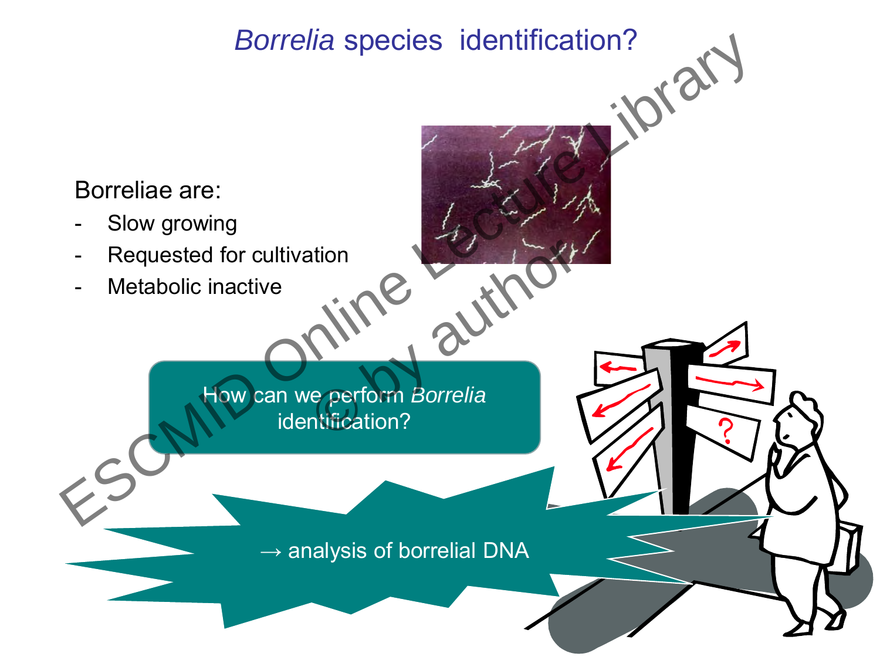# *Borrelia* species identification?

Borreliae are:

- Slow growing
- Requested for cultivation
- Metabolic inactive

How can we perform *Borrelia* identification?

→ analysis of borrelial DNA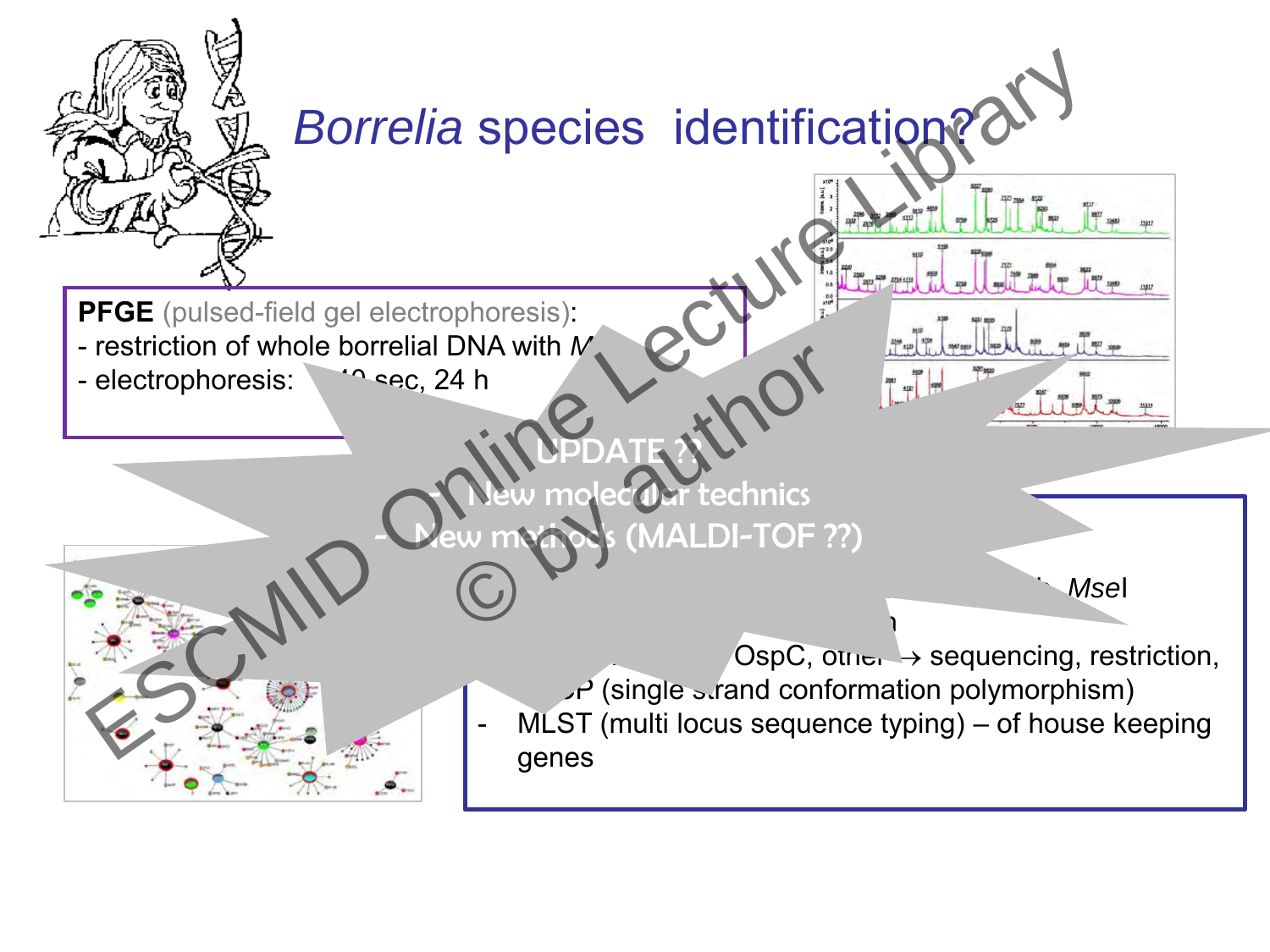# *Borrelia* species identification?

**PFGE** (pulsed-field gel electrophoresis):
- restriction of whole borrelial DNA with *M*...
- electrophoresis: ...40 sec, 24 h

UPDATE ??
- New molecular technics
- New methods (MALDI-TOF ??)

ESCMID Online Lecture Library © by author

... *Mse*I
... n
- ... OspC, other → sequencing, restriction, ...P (single strand conformation polymorphism)
- MLST (multi locus sequence typing) – of house keeping genes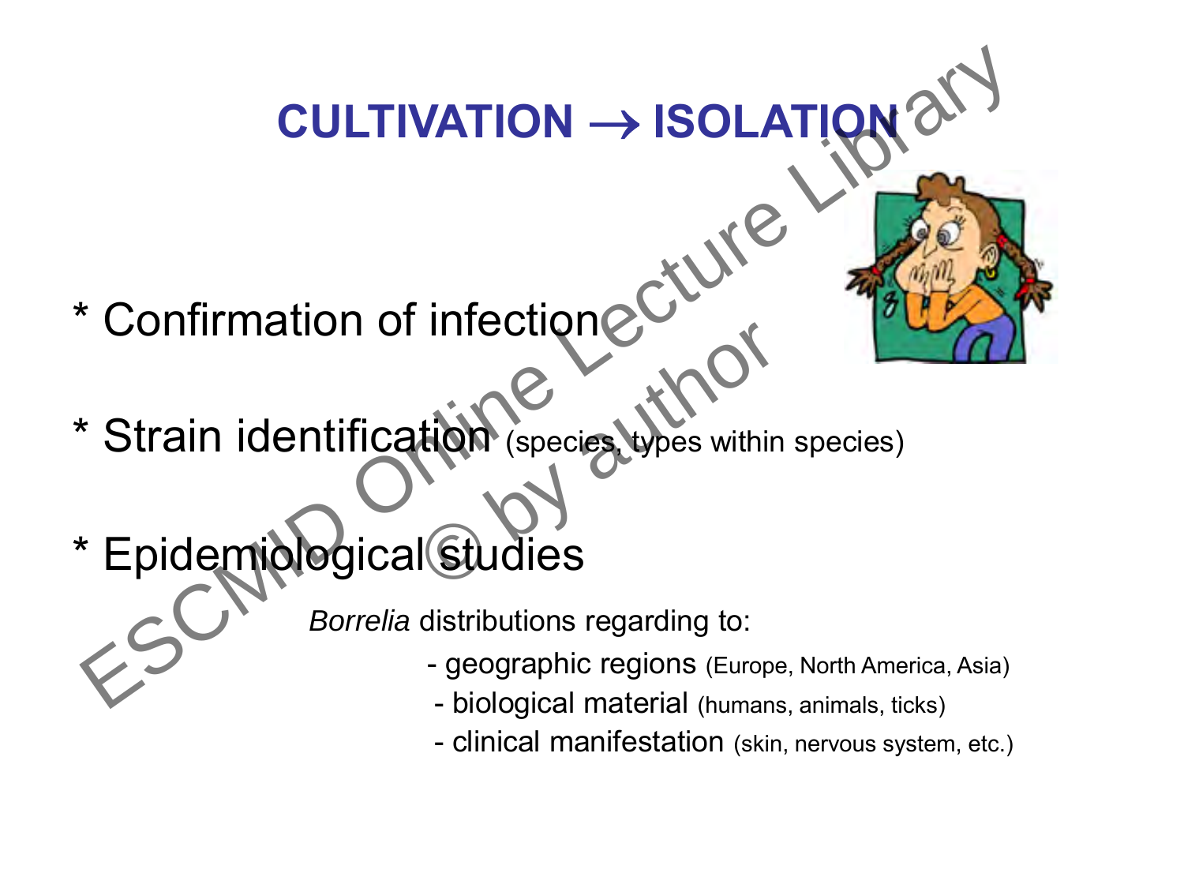# CULTIVATION → ISOLATION

* Confirmation of infection

* Strain identification (species, types within species)

* Epidemiological studies

*Borrelia* distributions regarding to:

- geographic regions (Europe, North America, Asia)
- biological material (humans, animals, ticks)
- clinical manifestation (skin, nervous system, etc.)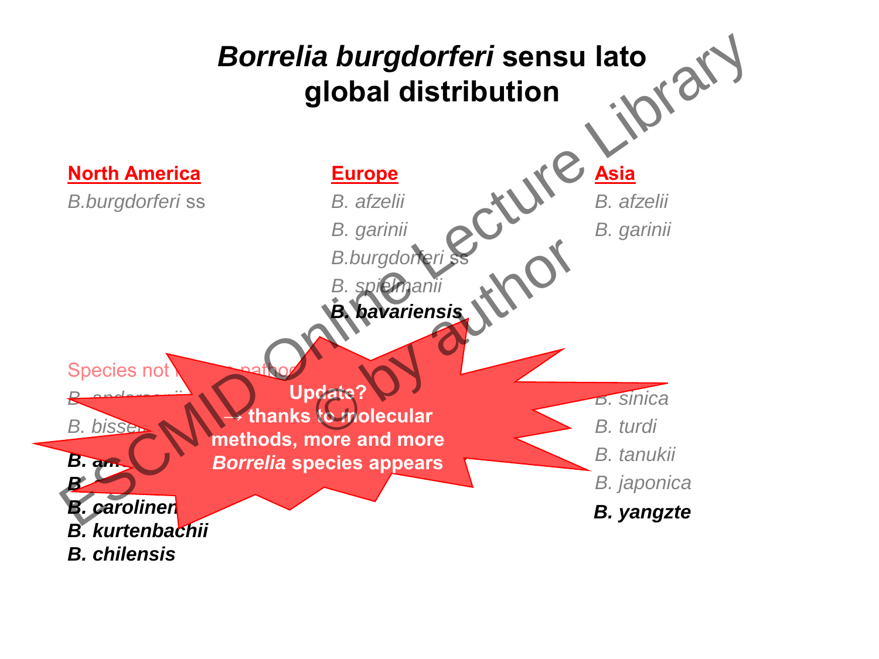# *Borrelia burgdorferi* sensu lato global distribution

**North America**

*B.burgdorferi ss*

**Europe**

*B. afzelii*

*B. garinii*

*B.burgdorferi ss*

*B. spielmanii*

***B. bavariensis***

**Asia**

*B. afzelii*

*B. garinii*

Species not ... patho...

*B. anderso...*

*B. bisse...*

***B. a...***

***B...***

***B. carolinen...***

***B. kurtenbachii***

***B. chilensis***

*B. sinica*

*B. turdi*

*B. tanukii*

*B. japonica*

***B. yangzte***

**Update?**
**→ thanks to molecular methods, more and more *Borrelia* species appears**

ESCMID Online Lecture Library © by author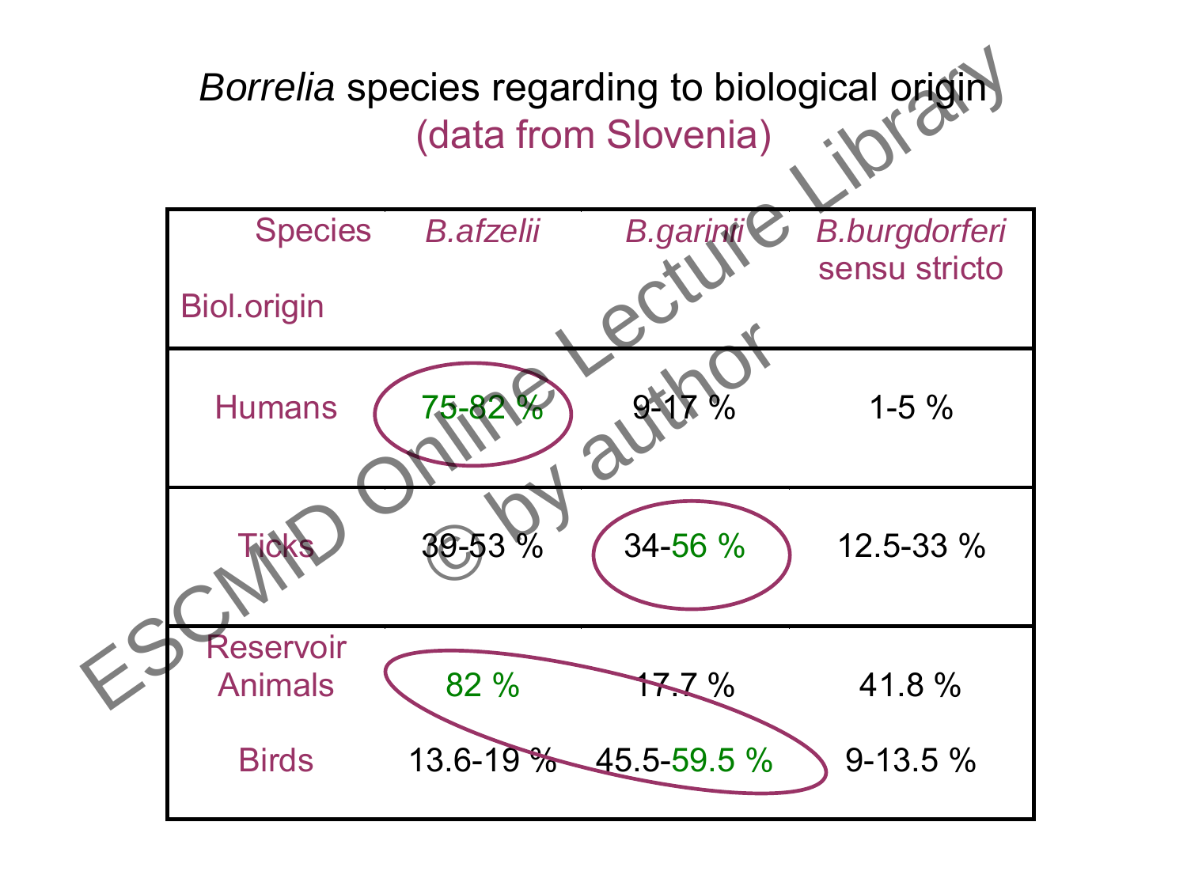# *Borrelia* species regarding to biological origin (data from Slovenia)

| Species / Biol.origin | *B.afzelii* | *B.garinii* | *B.burgdorferi* sensu stricto |
|---|---|---|---|
| Humans | 75-82 % | 9-17 % | 1-5 % |
| Ticks | 39-53 % | 34-56 % | 12.5-33 % |
| Reservoir Animals | 82 % | 17.7 % | 41.8 % |
| Birds | 13.6-19 % | 45.5-59.5 % | 9-13.5 % |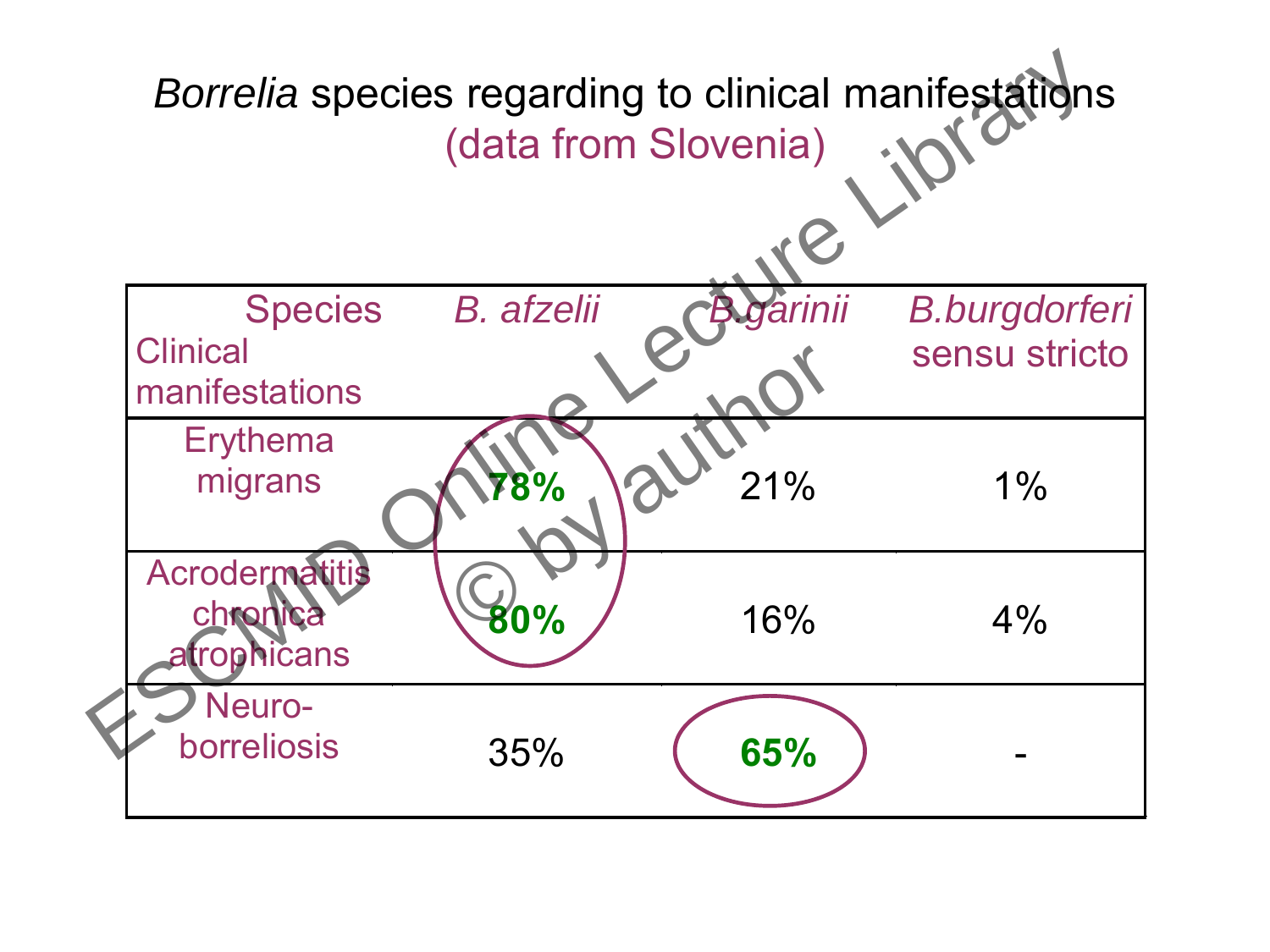# *Borrelia* species regarding to clinical manifestations
## (data from Slovenia)

| Species / Clinical manifestations | *B. afzelii* | *B.garinii* | *B.burgdorferi* sensu stricto |
|---|---|---|---|
| Erythema migrans | **78%** | 21% | 1% |
| Acrodermatitis chronica atrophicans | **80%** | 16% | 4% |
| Neuro-borreliosis | 35% | **65%** | - |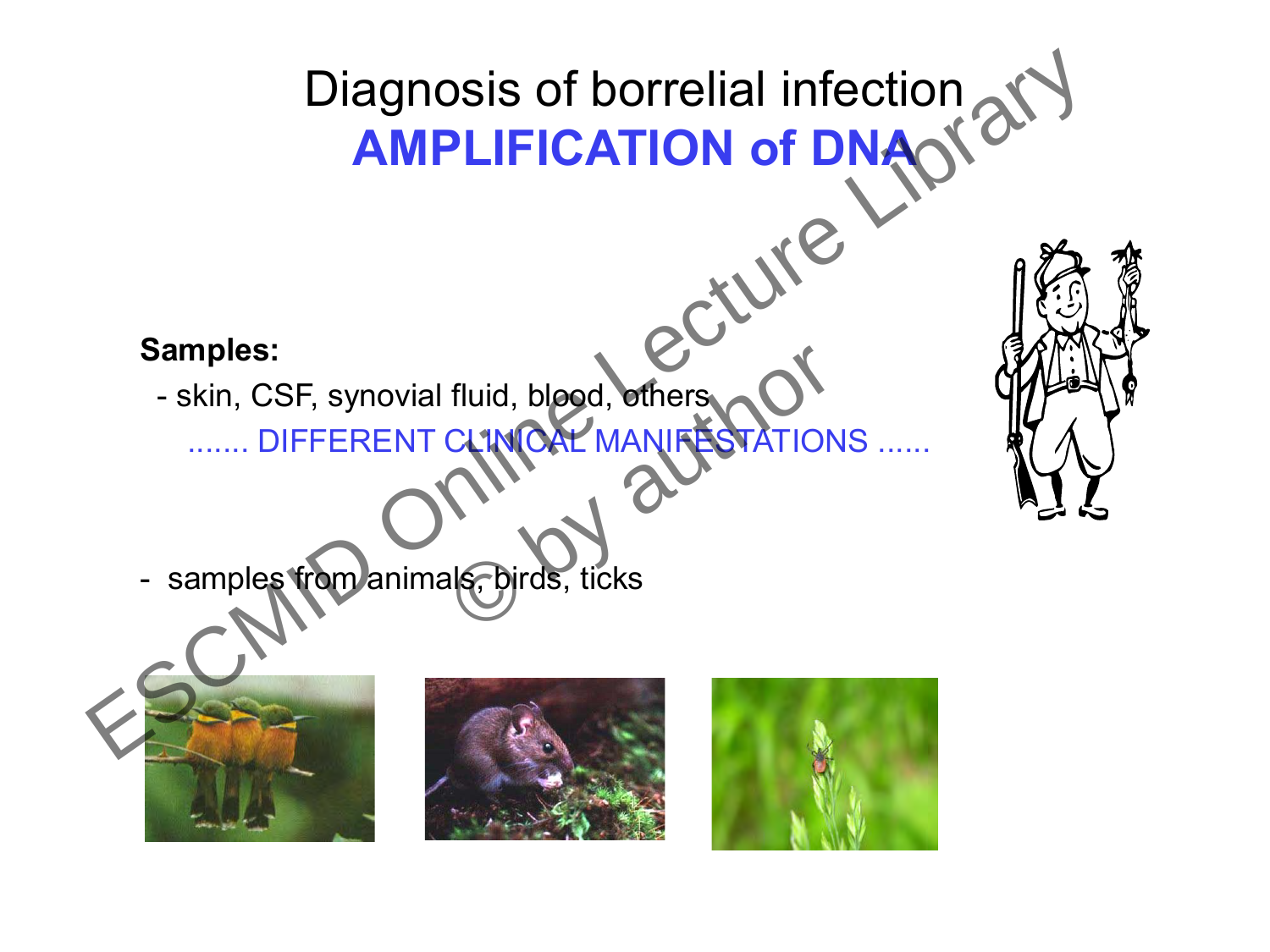# Diagnosis of borrelial infection
## AMPLIFICATION of DNA

**Samples:**

- skin, CSF, synovial fluid, blood, others

  ....... DIFFERENT CLINICAL MANIFESTATIONS ......

- samples from animals, birds, ticks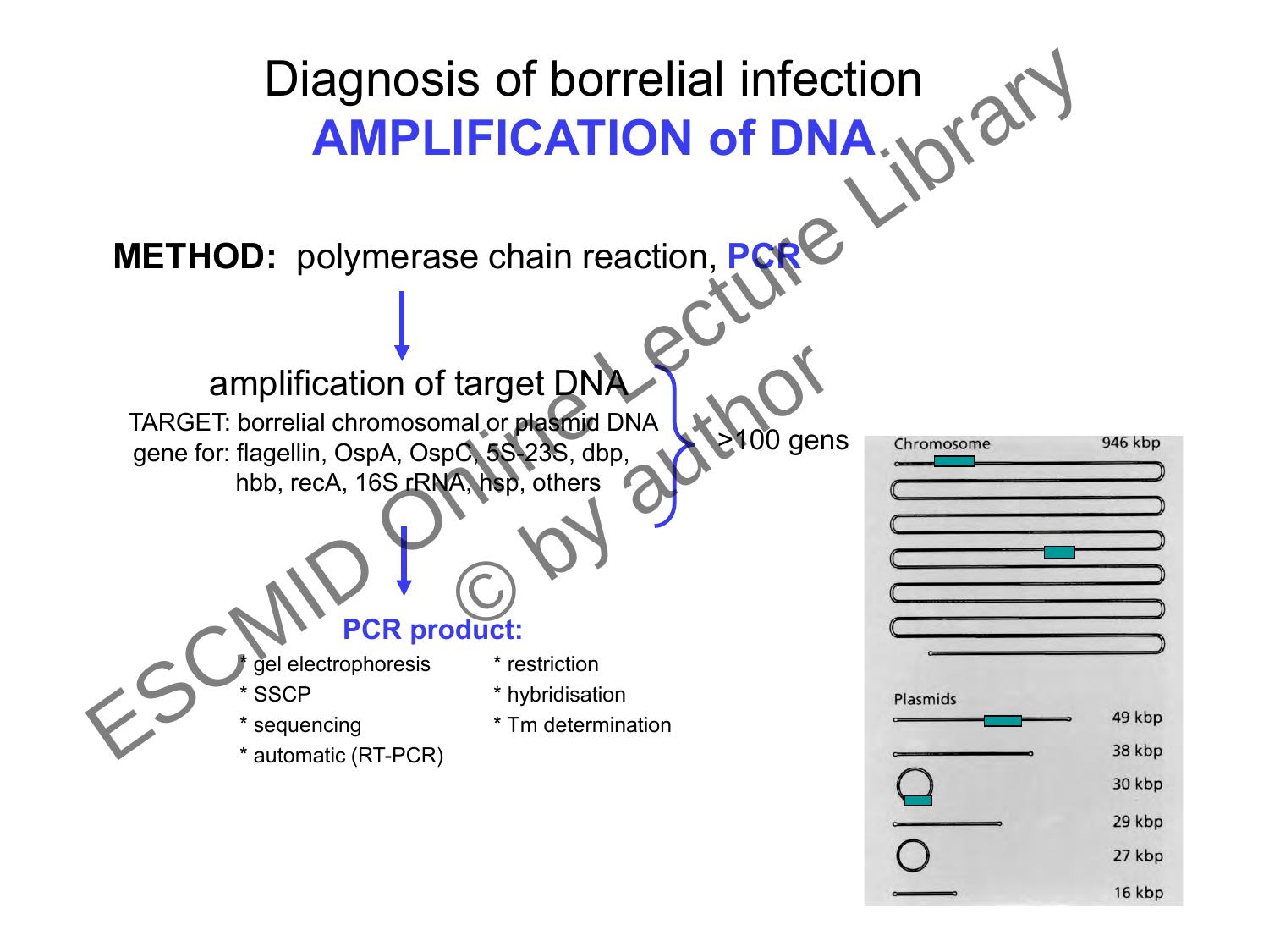# Diagnosis of borrelial infection

## AMPLIFICATION of DNA

**METHOD:** polymerase chain reaction, **PCR**

↓

amplification of target DNA

TARGET: borrelial chromosomal or plasmid DNA
gene for: flagellin, OspA, OspC, 5S-23S, dbp, hbb, recA, 16S rRNA, hsp, others

} >100 gens

↓

**PCR product:**

* gel electrophoresis
* SSCP
* sequencing
* automatic (RT-PCR)
* restriction
* hybridisation
* Tm determination

Chromosome 946 kbp

Plasmids
- 49 kbp
- 38 kbp
- 30 kbp
- 29 kbp
- 27 kbp
- 16 kbp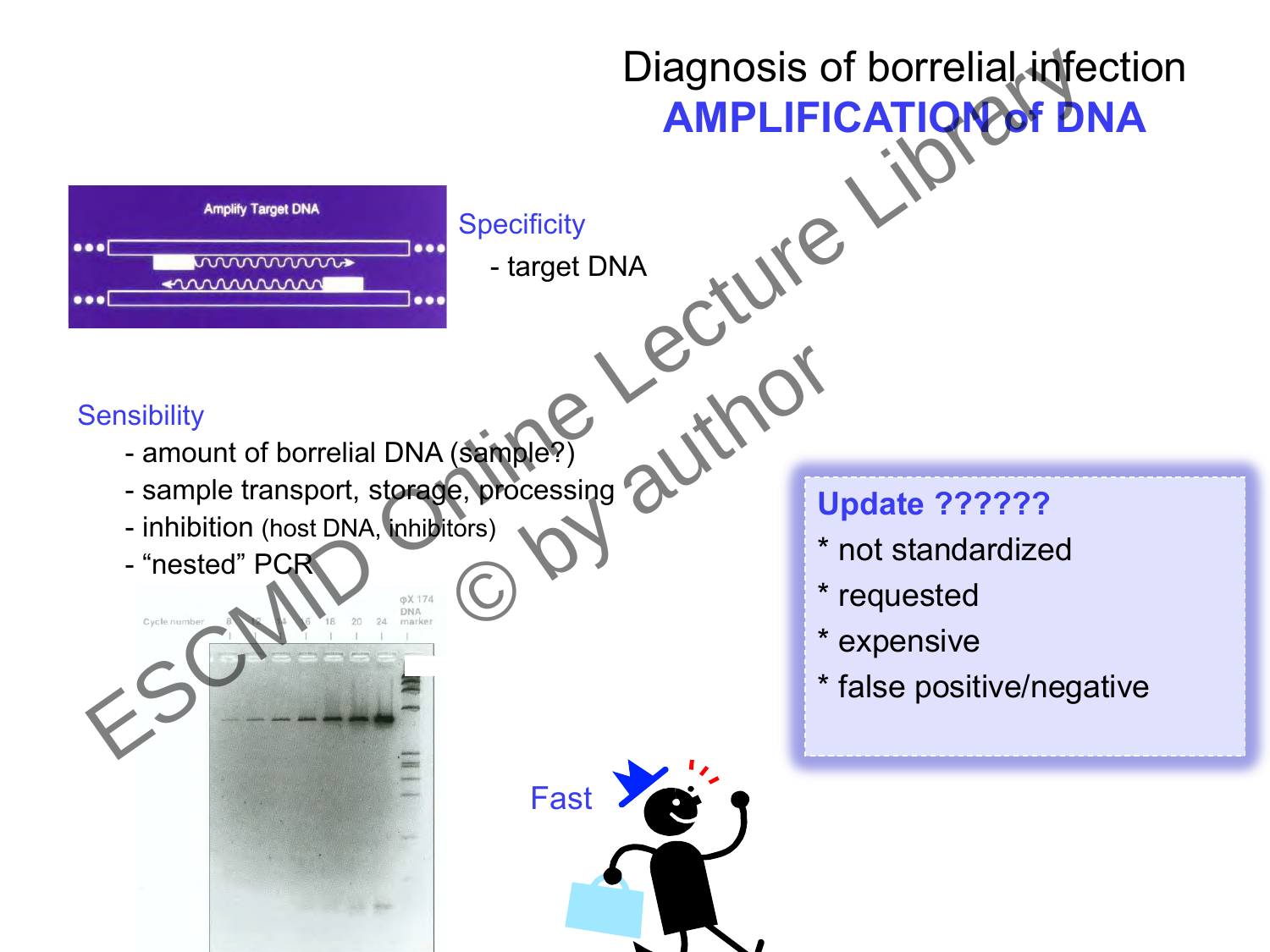# Diagnosis of borrelial infection

## AMPLIFICATION of DNA

Specificity

- target DNA

Sensibility

- amount of borrelial DNA (sample?)
- sample transport, storage, processing
- inhibition (host DNA, inhibitors)
- "nested" PCR

Fast

**Update ??????**

* not standardized
* requested
* expensive
* false positive/negative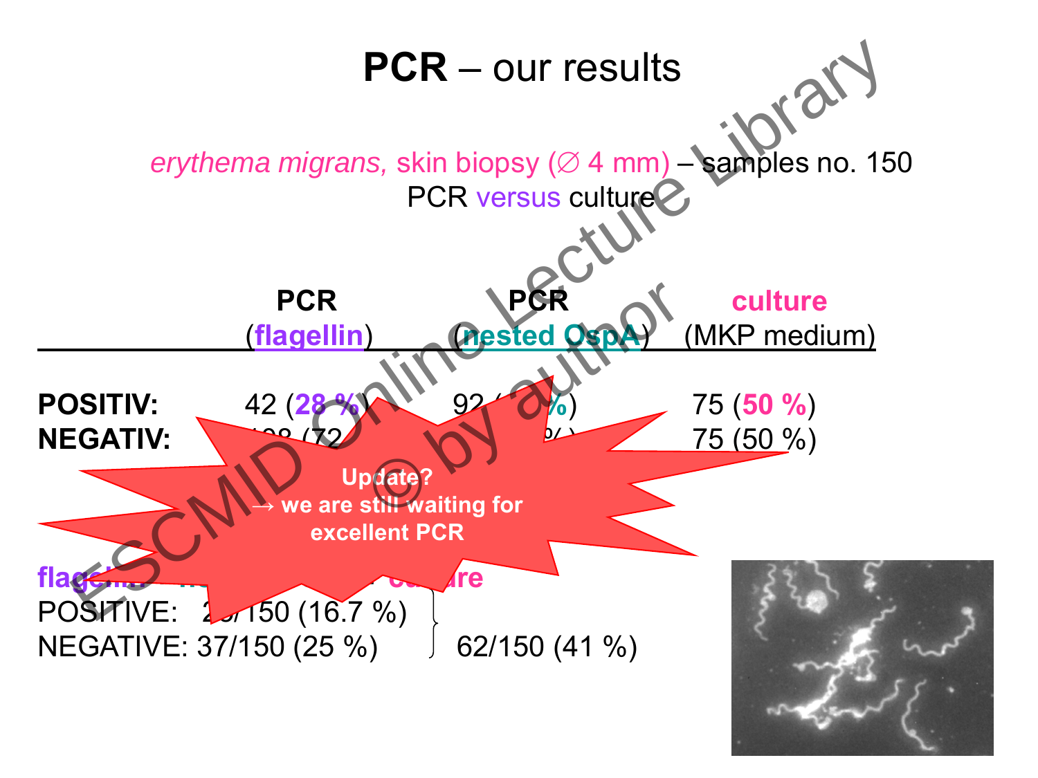# PCR – our results

*erythema migrans,* skin biopsy (∅ 4 mm) – samples no. 150
PCR versus culture

| | PCR (flagellin) | PCR (nested OspA) | culture (MKP medium) |
|---|---|---|---|
| **POSITIV:** | 42 (28 %) | 92 ( %) | 75 (50 %) |
| **NEGATIV:** | 108 (72 | % ) | 75 (50 %) |

**Update?**
**→ we are still waiting for excellent PCR**

**flagellin – culture**

POSITIVE: 25/150 (16.7 %)
NEGATIVE: 37/150 (25 %)

62/150 (41 %)

ESCMID Online Lecture Library © by author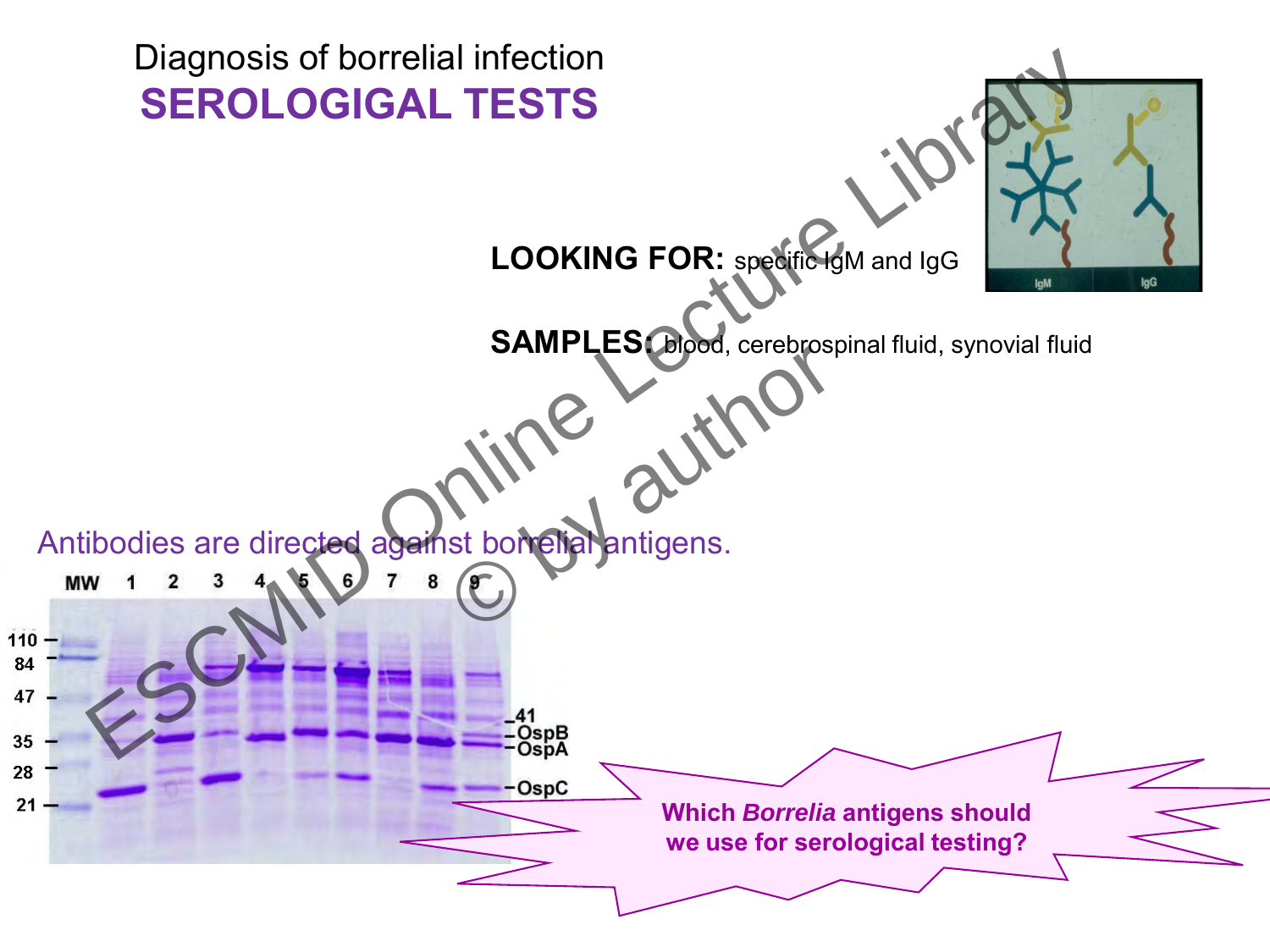Diagnosis of borrelial infection

# SEROLOGIGAL TESTS

**LOOKING FOR:** specific IgM and IgG

**SAMPLES:** blood, cerebrospinal fluid, synovial fluid

Antibodies are directed against borrelial antigens.

MW 1 2 3 4 5 6 7 8 9

110, 84, 47, 35, 28, 21

41, OspB, OspA, OspC

**Which *Borrelia* antigens should we use for serological testing?**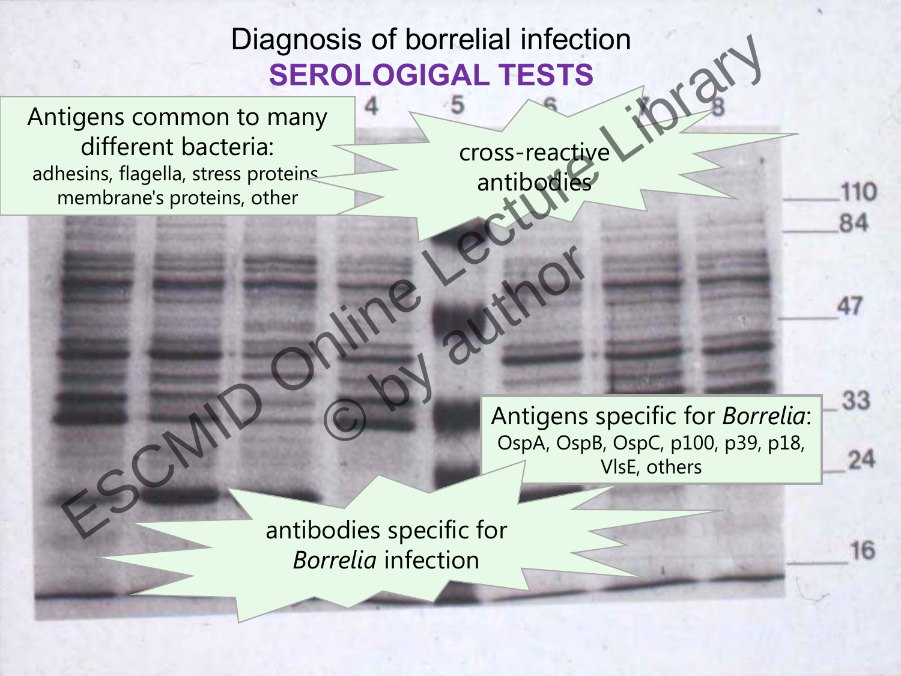# Diagnosis of borrelial infection

## SEROLOGIGAL TESTS

Antigens common to many different bacteria:
adhesins, flagella, stress proteins, membrane's proteins, other

cross-reactive antibodies

Antigens specific for *Borrelia*:
OspA, OspB, OspC, p100, p39, p18, VlsE, others

antibodies specific for *Borrelia* infection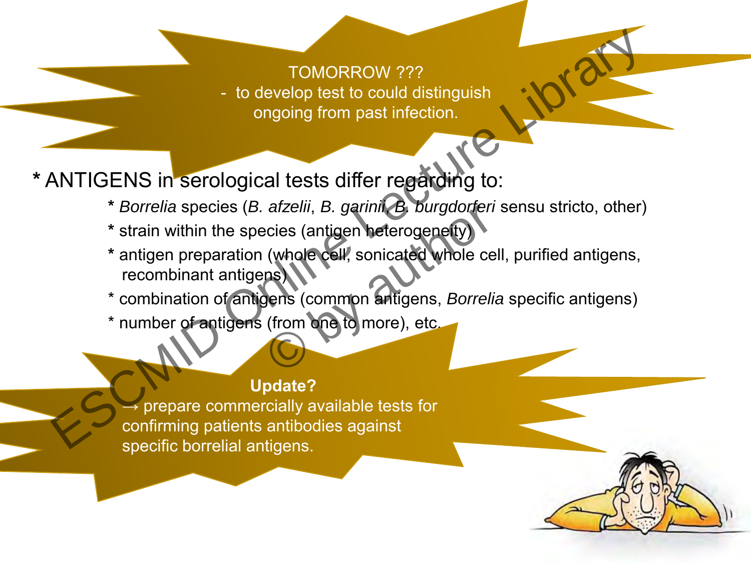TOMORROW ???
- to develop test to could distinguish ongoing from past infection.

* ANTIGENS in serological tests differ regarding to:
  * *Borrelia* species (*B. afzelii*, *B. garinii*, *B. burgdorferi* sensu stricto, other)
  * strain within the species (antigen heterogeneity)
  * antigen preparation (whole cell, sonicated whole cell, purified antigens, recombinant antigens)
  * combination of antigens (common antigens, *Borrelia* specific antigens)
  * number of antigens (from one to more), etc.

**Update?**
→ prepare commercially available tests for confirming patients antibodies against specific borrelial antigens.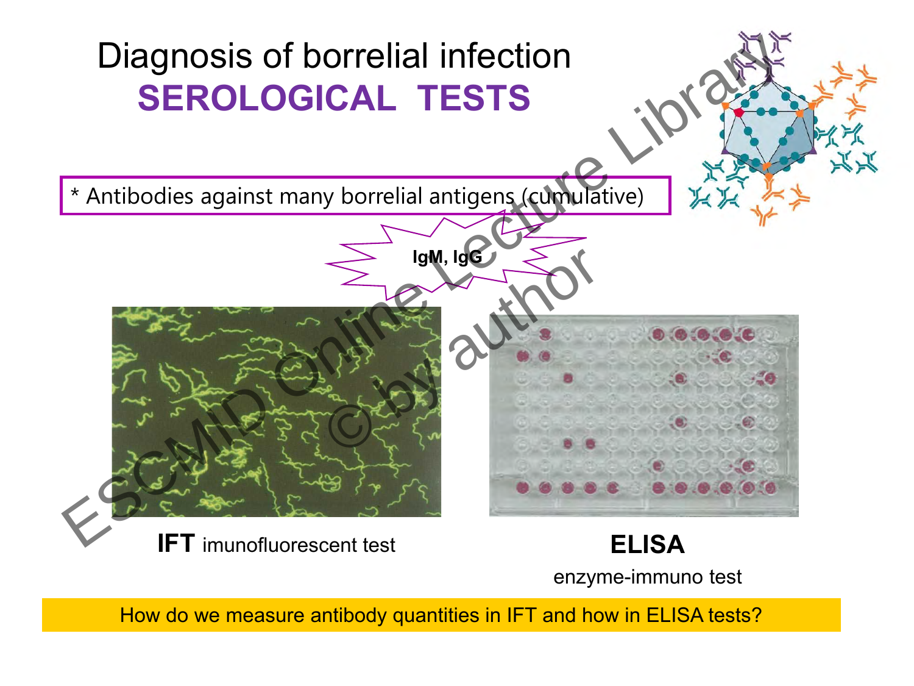# Diagnosis of borrelial infection
## SEROLOGICAL TESTS

* Antibodies against many borrelial antigens (cumulative)

**IgM, IgG**

**IFT** imunofluorescent test

**ELISA**
enzyme-immuno test

How do we measure antibody quantities in IFT and how in ELISA tests?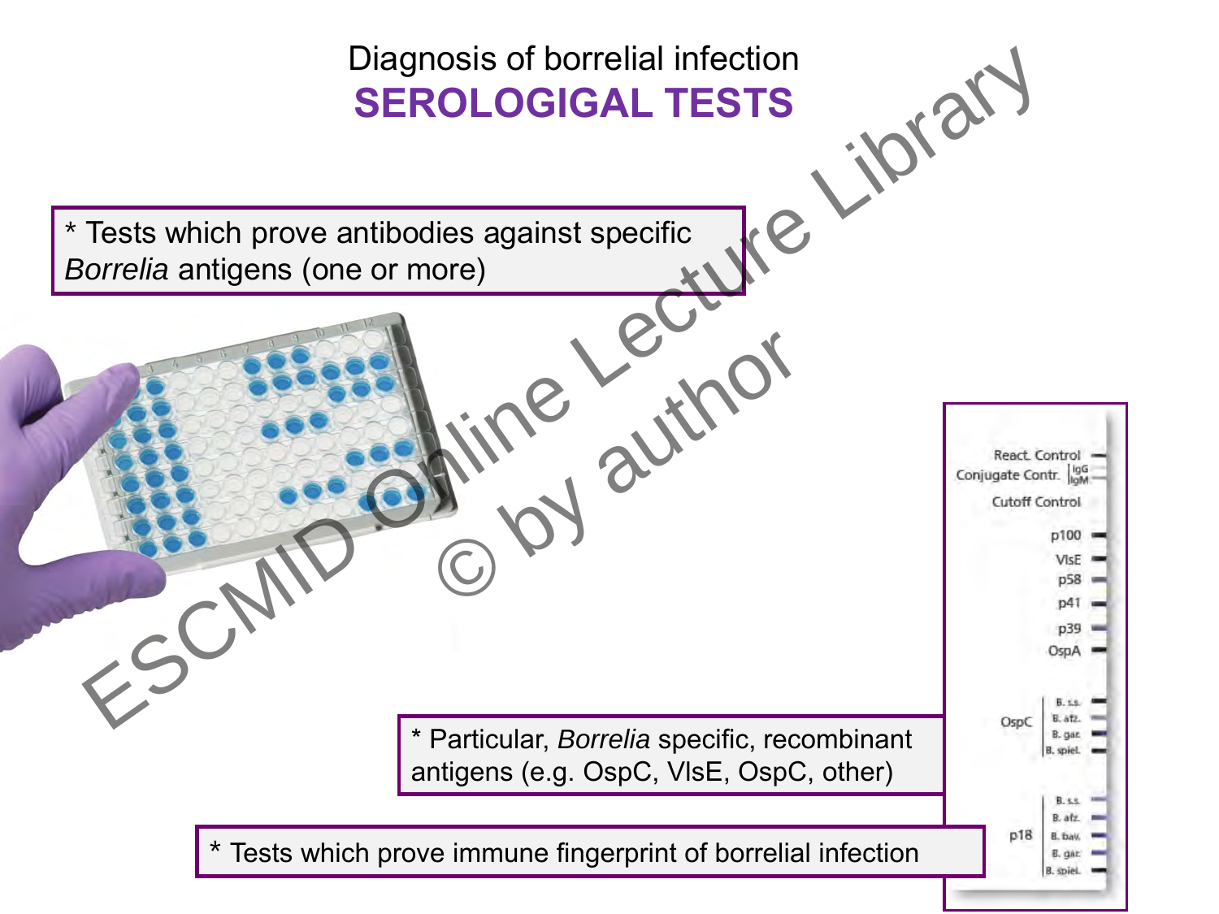# Diagnosis of borrelial infection

## SEROLOGIGAL TESTS

* Tests which prove antibodies against specific *Borrelia* antigens (one or more)

* Particular, *Borrelia* specific, recombinant antigens (e.g. OspC, VlsE, OspC, other)

* Tests which prove immune fingerprint of borrelial infection

React. Control
Conjugate Contr. IgG IgM
Cutoff Control
p100
VlsE
p58
p41
p39
OspA
OspC B. s.s. B. afz. B. gar. B. spiel.
p18 B. s.s. B. afz. B. bav. B. gar. B. spiel.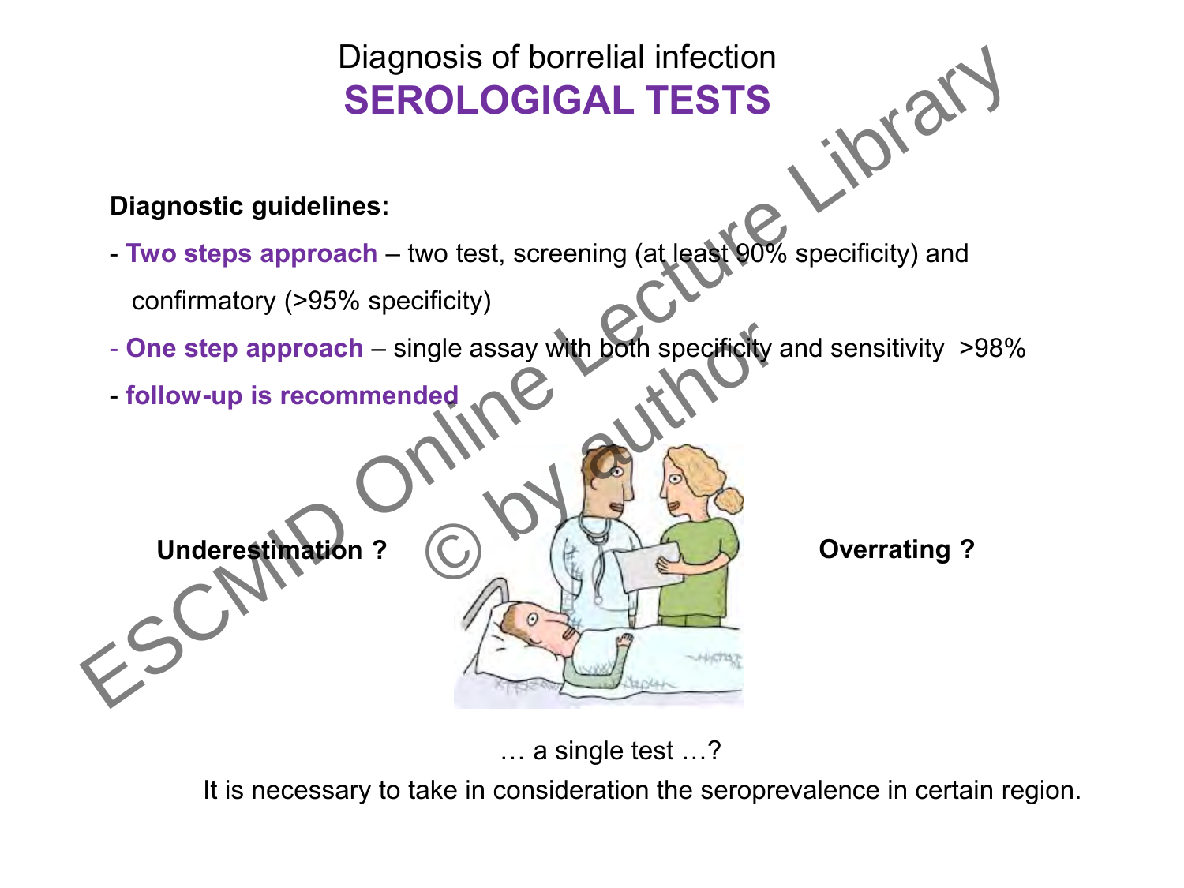# Diagnosis of borrelial infection

## SEROLOGIGAL TESTS

**Diagnostic guidelines:**

- **Two steps approach** – two test, screening (at least 90% specificity) and confirmatory (>95% specificity)
- **One step approach** – single assay with both specificity and sensitivity >98%
- **follow-up is recommended**

**Underestimation ?**

**Overrating ?**

… a single test …?

It is necessary to take in consideration the seroprevalence in certain region.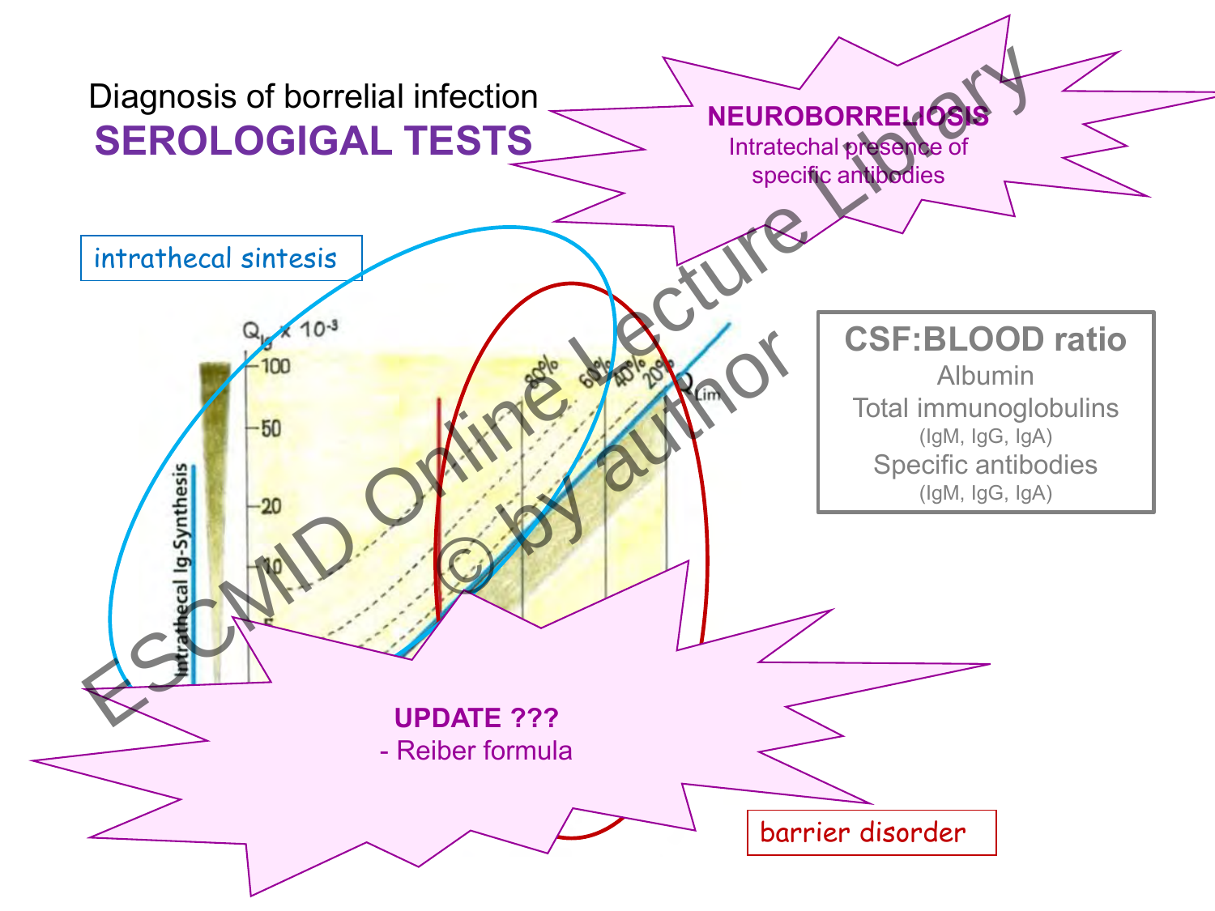Diagnosis of borrelial infection

# SEROLOGIGAL TESTS

**NEUROBORRELIOSIS**
Intratechal presence of specific antibodies

intrathecal sintesis

$Q_{Ig} \times 10^{-3}$

100
50
20
10

Intrathecal Ig-Synthesis

80%
60%
40%
20%

$Q_{Lim}$

**CSF:BLOOD ratio**

Albumin
Total immunoglobulins
(IgM, IgG, IgA)
Specific antibodies
(IgM, IgG, IgA)

**UPDATE ???**
- Reiber formula

barrier disorder

ESCMID Online Lecture Library © by author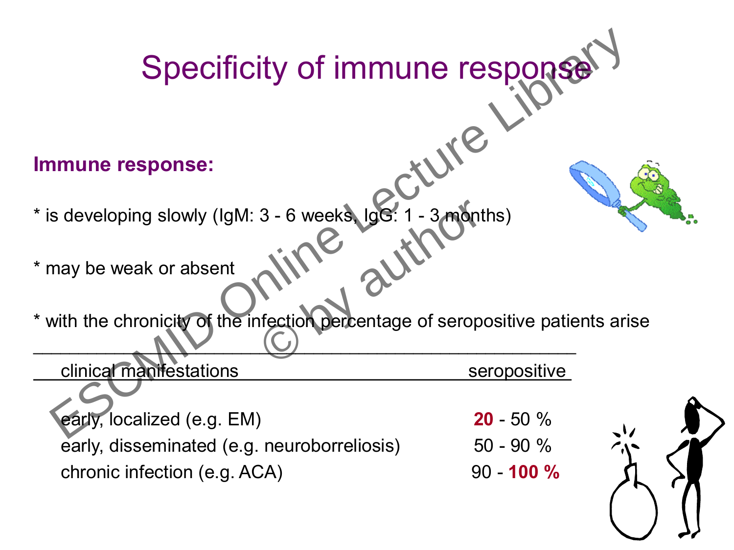# Specificity of immune response

**Immune response:**

* is developing slowly (IgM: 3 - 6 weeks, IgG: 1 - 3 months)

* may be weak or absent

* with the chronicity of the infection percentage of seropositive patients arise

| clinical manifestations | seropositive |
|---|---|
| early, localized (e.g. EM) | **20** - 50 % |
| early, disseminated (e.g. neuroborreliosis) | 50 - 90 % |
| chronic infection (e.g. ACA) | 90 - **100 %** |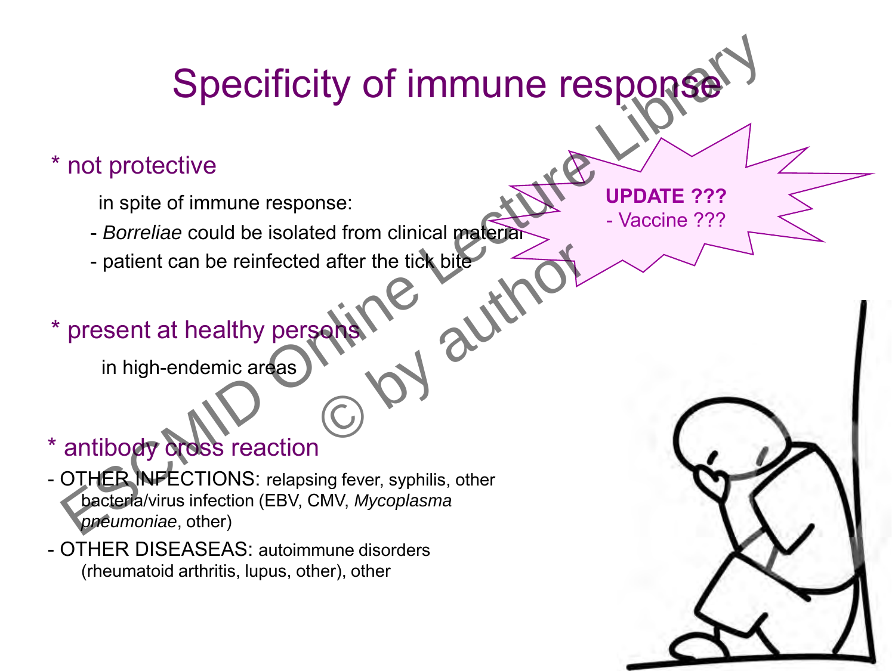# Specificity of immune response

\* not protective

in spite of immune response:

- *Borreliae* could be isolated from clinical material
- patient can be reinfected after the tick bite

**UPDATE ???**

- Vaccine ???

\* present at healthy persons

in high-endemic areas

\* antibody cross reaction

- OTHER INFECTIONS: relapsing fever, syphilis, other bacteria/virus infection (EBV, CMV, *Mycoplasma pneumoniae*, other)
- OTHER DISEASEAS: autoimmune disorders (rheumatoid arthritis, lupus, other), other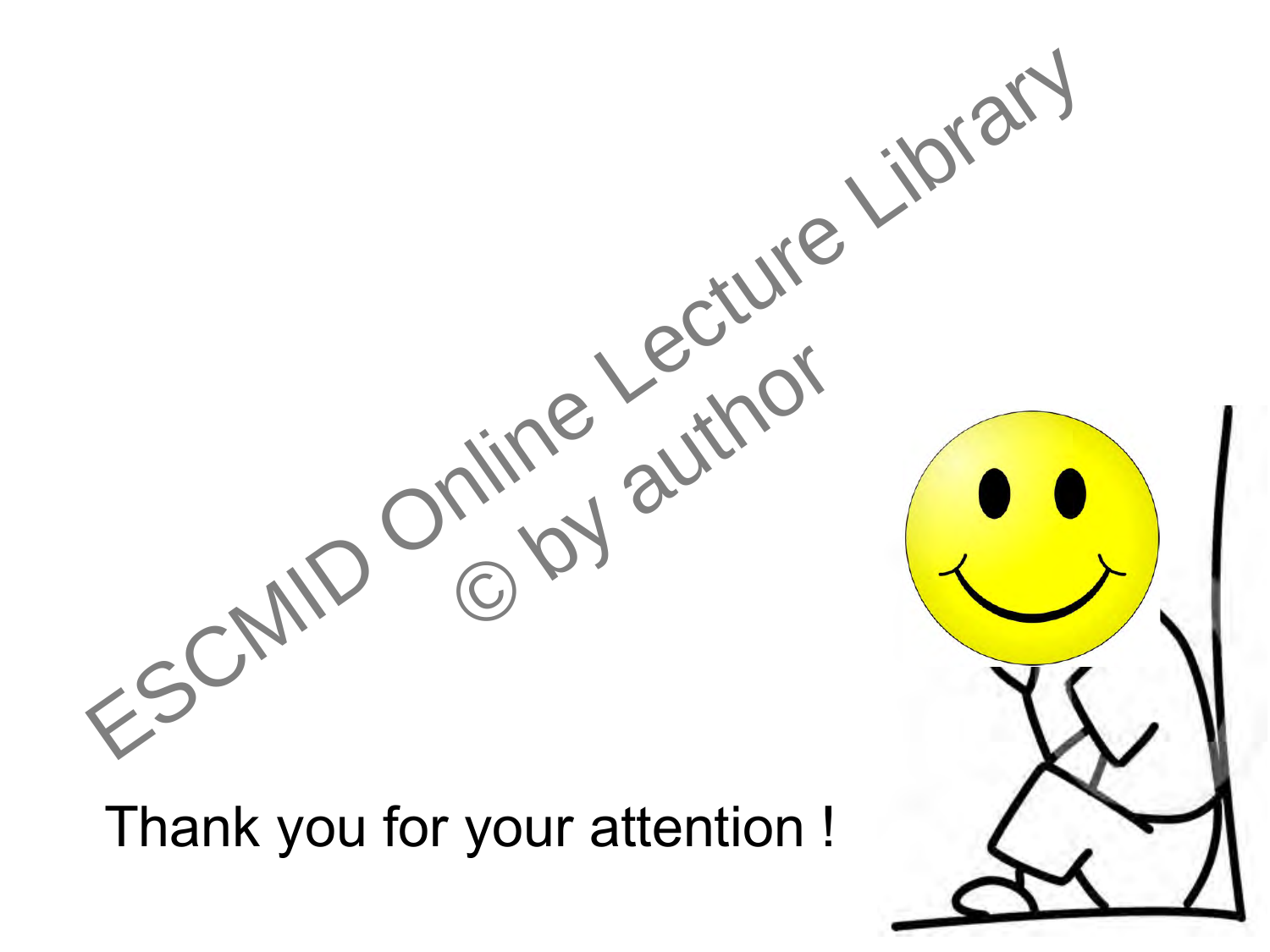Thank you for your attention !